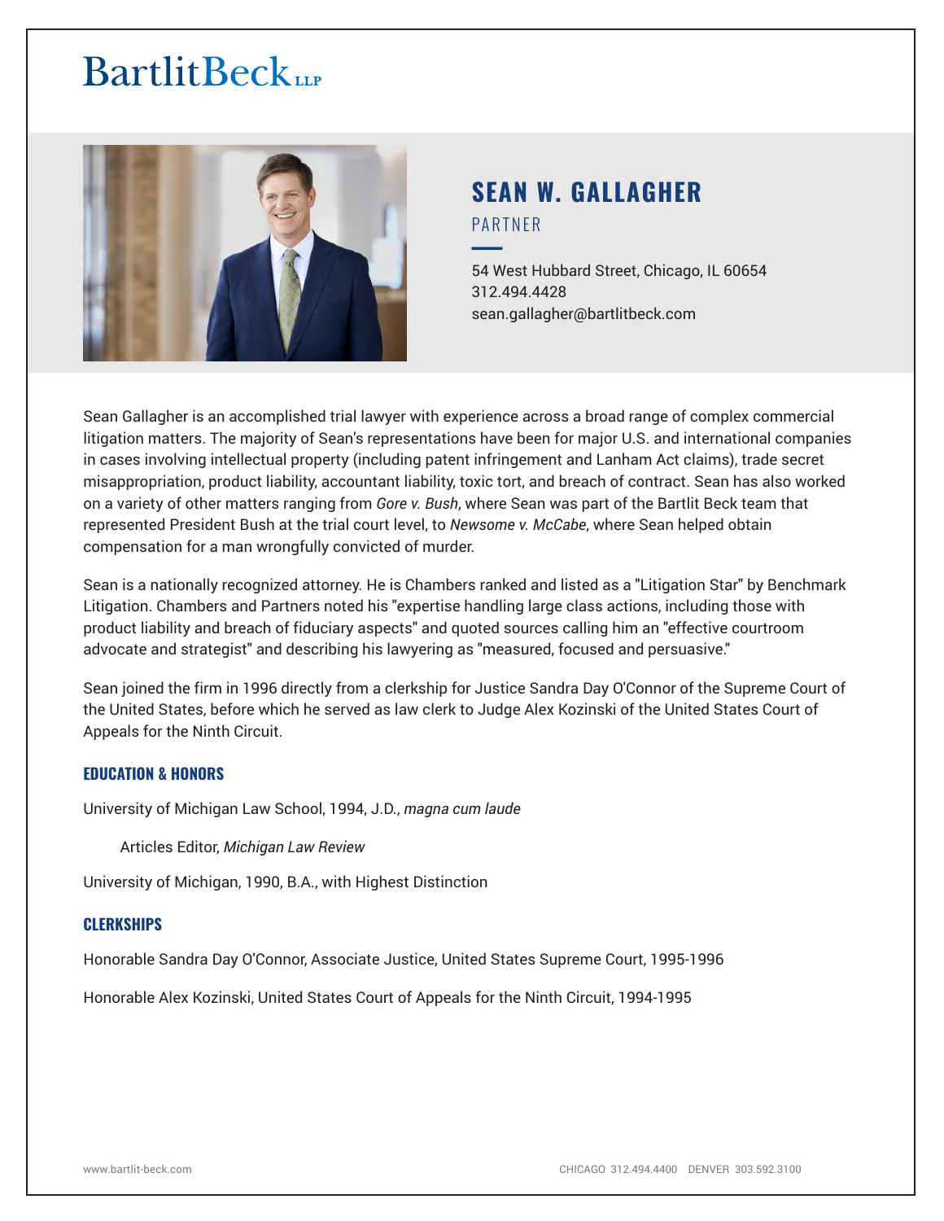BartlitBeck LLP

# SEAN W. GALLAGHER

PARTNER

54 West Hubbard Street, Chicago, IL 60654
312.494.4428
sean.gallagher@bartlitbeck.com

Sean Gallagher is an accomplished trial lawyer with experience across a broad range of complex commercial litigation matters. The majority of Sean's representations have been for major U.S. and international companies in cases involving intellectual property (including patent infringement and Lanham Act claims), trade secret misappropriation, product liability, accountant liability, toxic tort, and breach of contract. Sean has also worked on a variety of other matters ranging from *Gore v. Bush*, where Sean was part of the Bartlit Beck team that represented President Bush at the trial court level, to *Newsome v. McCabe*, where Sean helped obtain compensation for a man wrongfully convicted of murder.

Sean is a nationally recognized attorney. He is Chambers ranked and listed as a "Litigation Star" by Benchmark Litigation. Chambers and Partners noted his "expertise handling large class actions, including those with product liability and breach of fiduciary aspects" and quoted sources calling him an "effective courtroom advocate and strategist" and describing his lawyering as "measured, focused and persuasive."

Sean joined the firm in 1996 directly from a clerkship for Justice Sandra Day O'Connor of the Supreme Court of the United States, before which he served as law clerk to Judge Alex Kozinski of the United States Court of Appeals for the Ninth Circuit.

## EDUCATION & HONORS

University of Michigan Law School, 1994, J.D., *magna cum laude*

Articles Editor, *Michigan Law Review*

University of Michigan, 1990, B.A., with Highest Distinction

## CLERKSHIPS

Honorable Sandra Day O'Connor, Associate Justice, United States Supreme Court, 1995-1996

Honorable Alex Kozinski, United States Court of Appeals for the Ninth Circuit, 1994-1995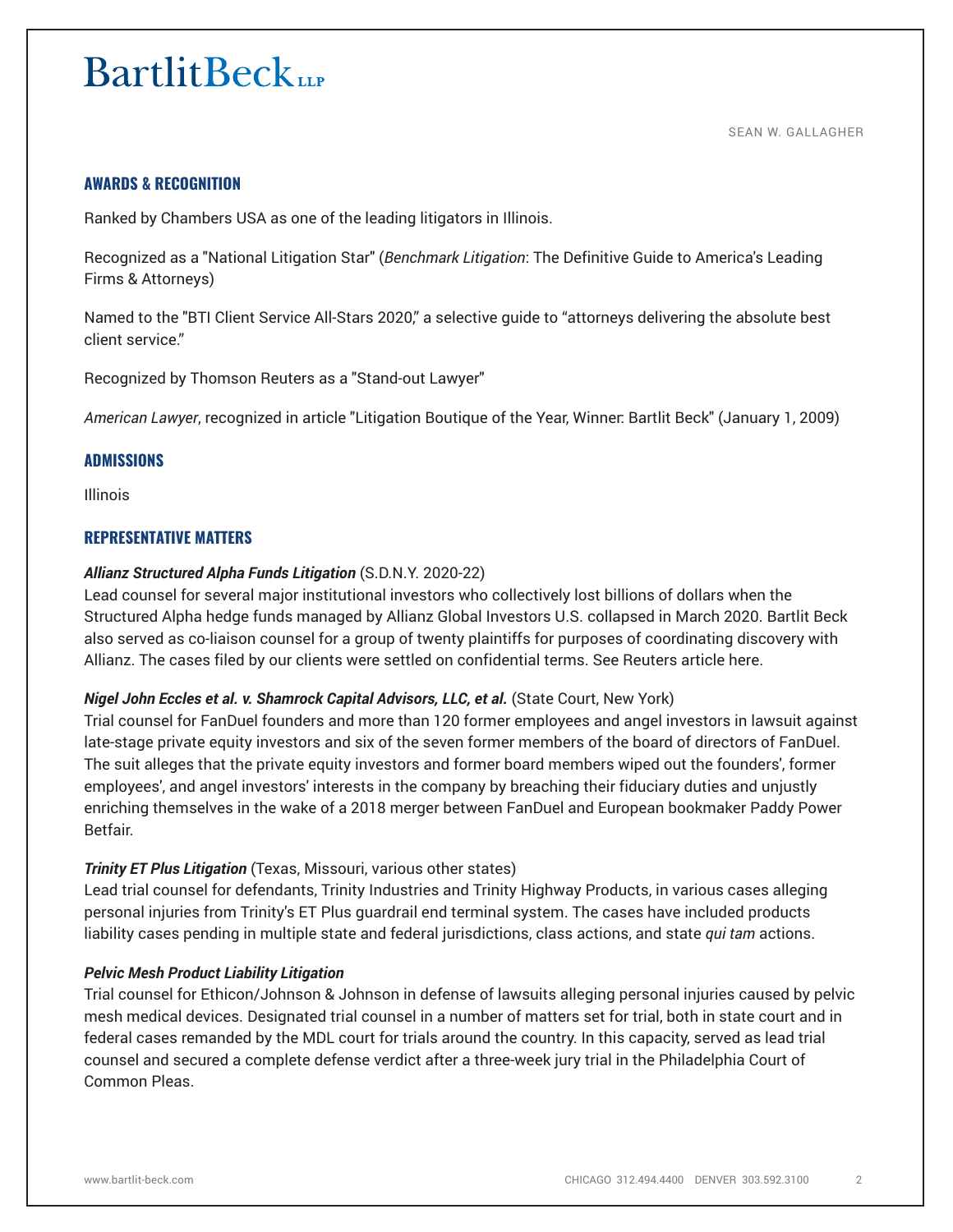## AWARDS & RECOGNITION

Ranked by Chambers USA as one of the leading litigators in Illinois.

Recognized as a "National Litigation Star" (*Benchmark Litigation*: The Definitive Guide to America's Leading Firms & Attorneys)

Named to the "BTI Client Service All-Stars 2020," a selective guide to "attorneys delivering the absolute best client service."

Recognized by Thomson Reuters as a "Stand-out Lawyer"

*American Lawyer*, recognized in article "Litigation Boutique of the Year, Winner: Bartlit Beck" (January 1, 2009)

## ADMISSIONS

Illinois

## REPRESENTATIVE MATTERS

***Allianz Structured Alpha Funds Litigation*** (S.D.N.Y. 2020-22)
Lead counsel for several major institutional investors who collectively lost billions of dollars when the Structured Alpha hedge funds managed by Allianz Global Investors U.S. collapsed in March 2020. Bartlit Beck also served as co-liaison counsel for a group of twenty plaintiffs for purposes of coordinating discovery with Allianz. The cases filed by our clients were settled on confidential terms. See Reuters article here.

***Nigel John Eccles et al. v. Shamrock Capital Advisors, LLC, et al.*** (State Court, New York)
Trial counsel for FanDuel founders and more than 120 former employees and angel investors in lawsuit against late-stage private equity investors and six of the seven former members of the board of directors of FanDuel. The suit alleges that the private equity investors and former board members wiped out the founders', former employees', and angel investors' interests in the company by breaching their fiduciary duties and unjustly enriching themselves in the wake of a 2018 merger between FanDuel and European bookmaker Paddy Power Betfair.

***Trinity ET Plus Litigation*** (Texas, Missouri, various other states)
Lead trial counsel for defendants, Trinity Industries and Trinity Highway Products, in various cases alleging personal injuries from Trinity's ET Plus guardrail end terminal system. The cases have included products liability cases pending in multiple state and federal jurisdictions, class actions, and state *qui tam* actions.

***Pelvic Mesh Product Liability Litigation***
Trial counsel for Ethicon/Johnson & Johnson in defense of lawsuits alleging personal injuries caused by pelvic mesh medical devices. Designated trial counsel in a number of matters set for trial, both in state court and in federal cases remanded by the MDL court for trials around the country. In this capacity, served as lead trial counsel and secured a complete defense verdict after a three-week jury trial in the Philadelphia Court of Common Pleas.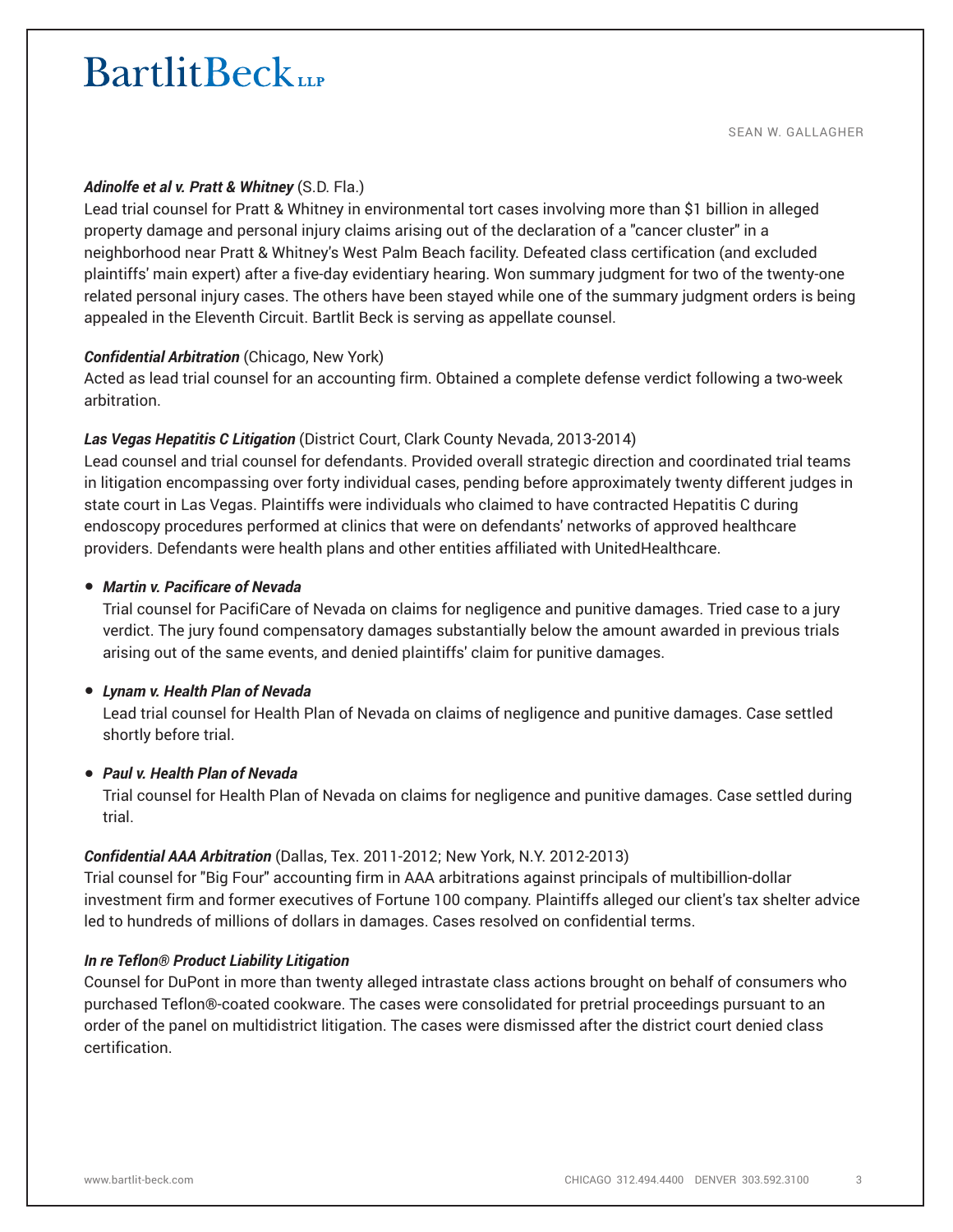***Adinolfe et al v. Pratt & Whitney*** (S.D. Fla.)
Lead trial counsel for Pratt & Whitney in environmental tort cases involving more than $1 billion in alleged property damage and personal injury claims arising out of the declaration of a "cancer cluster" in a neighborhood near Pratt & Whitney's West Palm Beach facility. Defeated class certification (and excluded plaintiffs' main expert) after a five-day evidentiary hearing. Won summary judgment for two of the twenty-one related personal injury cases. The others have been stayed while one of the summary judgment orders is being appealed in the Eleventh Circuit. Bartlit Beck is serving as appellate counsel.

***Confidential Arbitration*** (Chicago, New York)
Acted as lead trial counsel for an accounting firm. Obtained a complete defense verdict following a two-week arbitration.

***Las Vegas Hepatitis C Litigation*** (District Court, Clark County Nevada, 2013-2014)
Lead counsel and trial counsel for defendants. Provided overall strategic direction and coordinated trial teams in litigation encompassing over forty individual cases, pending before approximately twenty different judges in state court in Las Vegas. Plaintiffs were individuals who claimed to have contracted Hepatitis C during endoscopy procedures performed at clinics that were on defendants' networks of approved healthcare providers. Defendants were health plans and other entities affiliated with UnitedHealthcare.

- ***Martin v. Pacificare of Nevada***
  Trial counsel for PacifiCare of Nevada on claims for negligence and punitive damages. Tried case to a jury verdict. The jury found compensatory damages substantially below the amount awarded in previous trials arising out of the same events, and denied plaintiffs' claim for punitive damages.

- ***Lynam v. Health Plan of Nevada***
  Lead trial counsel for Health Plan of Nevada on claims of negligence and punitive damages. Case settled shortly before trial.

- ***Paul v. Health Plan of Nevada***
  Trial counsel for Health Plan of Nevada on claims for negligence and punitive damages. Case settled during trial.

***Confidential AAA Arbitration*** (Dallas, Tex. 2011-2012; New York, N.Y. 2012-2013)
Trial counsel for "Big Four" accounting firm in AAA arbitrations against principals of multibillion-dollar investment firm and former executives of Fortune 100 company. Plaintiffs alleged our client's tax shelter advice led to hundreds of millions of dollars in damages. Cases resolved on confidential terms.

***In re Teflon® Product Liability Litigation***
Counsel for DuPont in more than twenty alleged intrastate class actions brought on behalf of consumers who purchased Teflon®-coated cookware. The cases were consolidated for pretrial proceedings pursuant to an order of the panel on multidistrict litigation. The cases were dismissed after the district court denied class certification.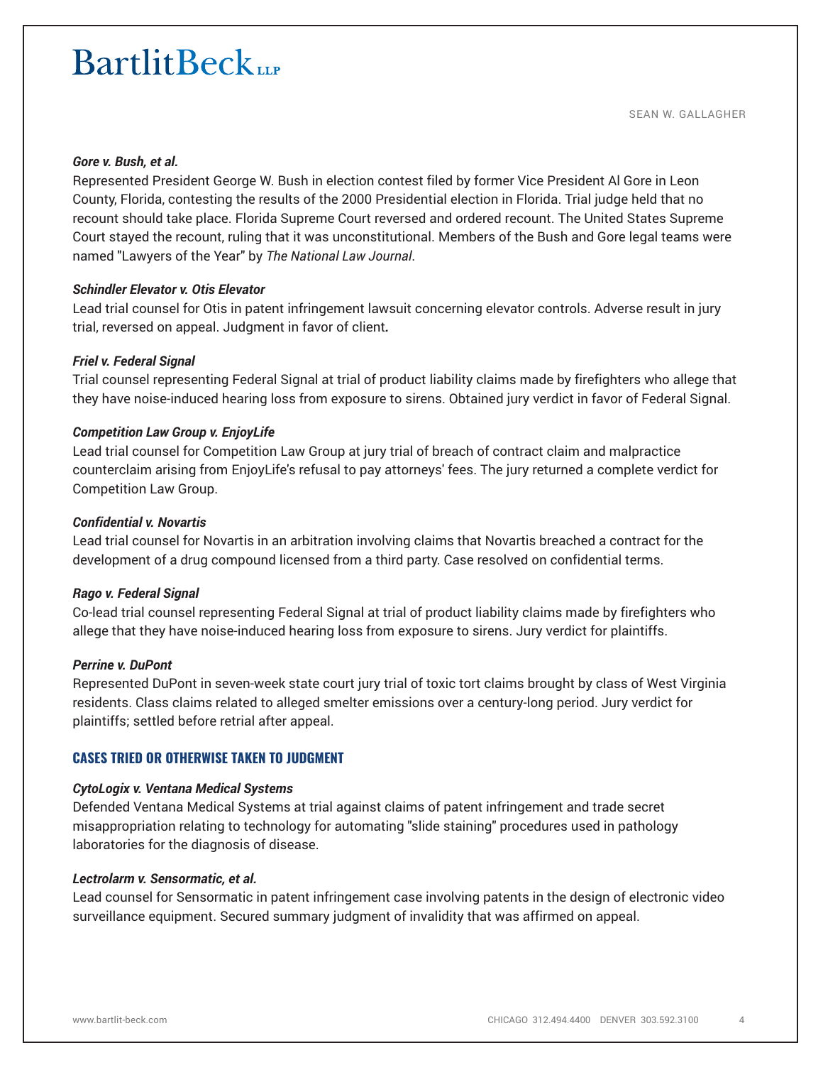***Gore v. Bush, et al.***
Represented President George W. Bush in election contest filed by former Vice President Al Gore in Leon County, Florida, contesting the results of the 2000 Presidential election in Florida. Trial judge held that no recount should take place. Florida Supreme Court reversed and ordered recount. The United States Supreme Court stayed the recount, ruling that it was unconstitutional. Members of the Bush and Gore legal teams were named "Lawyers of the Year" by *The National Law Journal*.

***Schindler Elevator v. Otis Elevator***
Lead trial counsel for Otis in patent infringement lawsuit concerning elevator controls. Adverse result in jury trial, reversed on appeal. Judgment in favor of client.

***Friel v. Federal Signal***
Trial counsel representing Federal Signal at trial of product liability claims made by firefighters who allege that they have noise-induced hearing loss from exposure to sirens. Obtained jury verdict in favor of Federal Signal.

***Competition Law Group v. EnjoyLife***
Lead trial counsel for Competition Law Group at jury trial of breach of contract claim and malpractice counterclaim arising from EnjoyLife's refusal to pay attorneys' fees. The jury returned a complete verdict for Competition Law Group.

***Confidential v. Novartis***
Lead trial counsel for Novartis in an arbitration involving claims that Novartis breached a contract for the development of a drug compound licensed from a third party. Case resolved on confidential terms.

***Rago v. Federal Signal***
Co-lead trial counsel representing Federal Signal at trial of product liability claims made by firefighters who allege that they have noise-induced hearing loss from exposure to sirens. Jury verdict for plaintiffs.

***Perrine v. DuPont***
Represented DuPont in seven-week state court jury trial of toxic tort claims brought by class of West Virginia residents. Class claims related to alleged smelter emissions over a century-long period. Jury verdict for plaintiffs; settled before retrial after appeal.

## CASES TRIED OR OTHERWISE TAKEN TO JUDGMENT

***CytoLogix v. Ventana Medical Systems***
Defended Ventana Medical Systems at trial against claims of patent infringement and trade secret misappropriation relating to technology for automating "slide staining" procedures used in pathology laboratories for the diagnosis of disease.

***Lectrolarm v. Sensormatic, et al.***
Lead counsel for Sensormatic in patent infringement case involving patents in the design of electronic video surveillance equipment. Secured summary judgment of invalidity that was affirmed on appeal.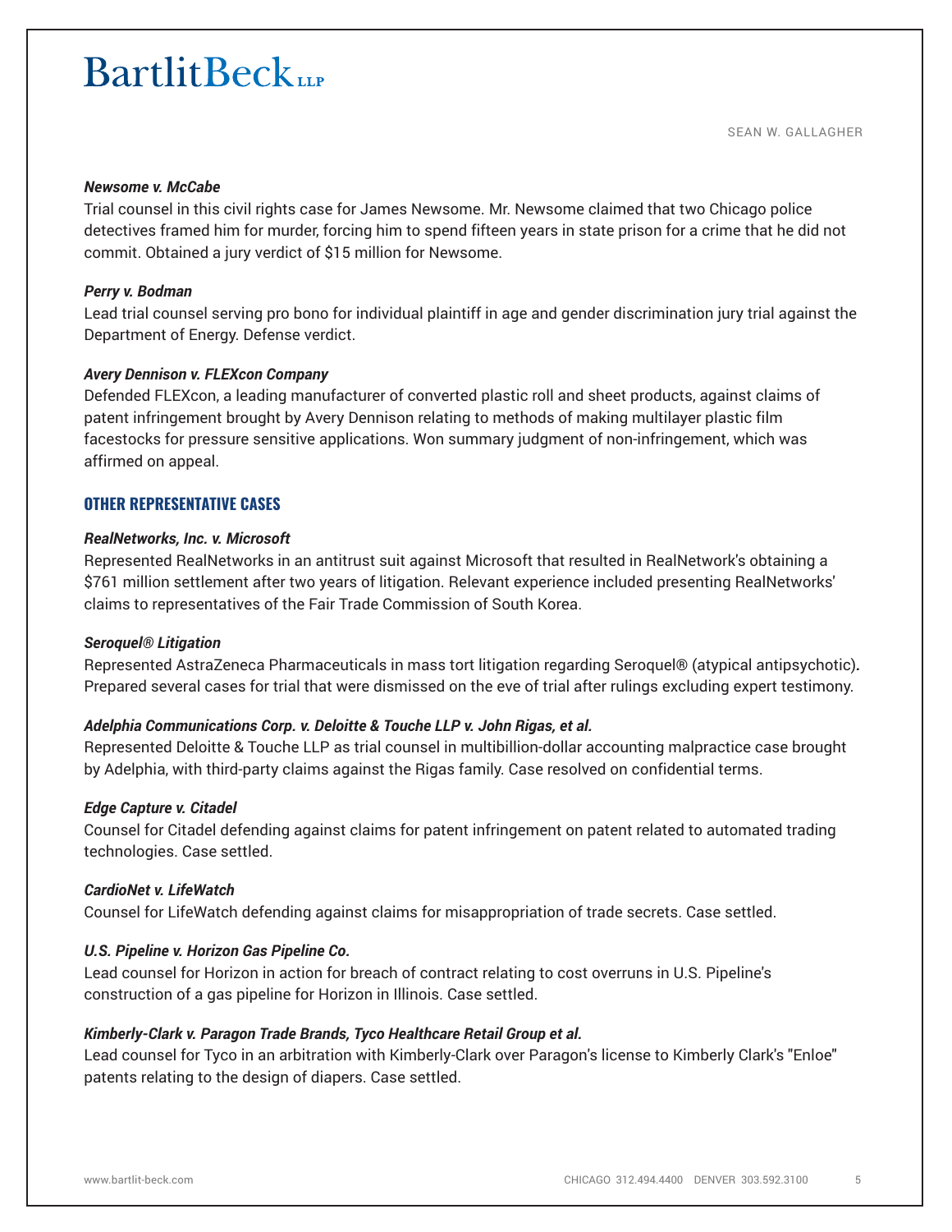***Newsome v. McCabe***

Trial counsel in this civil rights case for James Newsome. Mr. Newsome claimed that two Chicago police detectives framed him for murder, forcing him to spend fifteen years in state prison for a crime that he did not commit. Obtained a jury verdict of $15 million for Newsome.

***Perry v. Bodman***

Lead trial counsel serving pro bono for individual plaintiff in age and gender discrimination jury trial against the Department of Energy. Defense verdict.

***Avery Dennison v. FLEXcon Company***

Defended FLEXcon, a leading manufacturer of converted plastic roll and sheet products, against claims of patent infringement brought by Avery Dennison relating to methods of making multilayer plastic film facestocks for pressure sensitive applications. Won summary judgment of non-infringement, which was affirmed on appeal.

## OTHER REPRESENTATIVE CASES

***RealNetworks, Inc. v. Microsoft***

Represented RealNetworks in an antitrust suit against Microsoft that resulted in RealNetwork's obtaining a $761 million settlement after two years of litigation. Relevant experience included presenting RealNetworks' claims to representatives of the Fair Trade Commission of South Korea.

***Seroquel® Litigation***

Represented AstraZeneca Pharmaceuticals in mass tort litigation regarding Seroquel® (atypical antipsychotic). Prepared several cases for trial that were dismissed on the eve of trial after rulings excluding expert testimony.

***Adelphia Communications Corp. v. Deloitte & Touche LLP v. John Rigas, et al.***

Represented Deloitte & Touche LLP as trial counsel in multibillion-dollar accounting malpractice case brought by Adelphia, with third-party claims against the Rigas family. Case resolved on confidential terms.

***Edge Capture v. Citadel***

Counsel for Citadel defending against claims for patent infringement on patent related to automated trading technologies. Case settled.

***CardioNet v. LifeWatch***

Counsel for LifeWatch defending against claims for misappropriation of trade secrets. Case settled.

***U.S. Pipeline v. Horizon Gas Pipeline Co.***

Lead counsel for Horizon in action for breach of contract relating to cost overruns in U.S. Pipeline's construction of a gas pipeline for Horizon in Illinois. Case settled.

***Kimberly-Clark v. Paragon Trade Brands, Tyco Healthcare Retail Group et al.***

Lead counsel for Tyco in an arbitration with Kimberly-Clark over Paragon's license to Kimberly Clark's "Enloe" patents relating to the design of diapers. Case settled.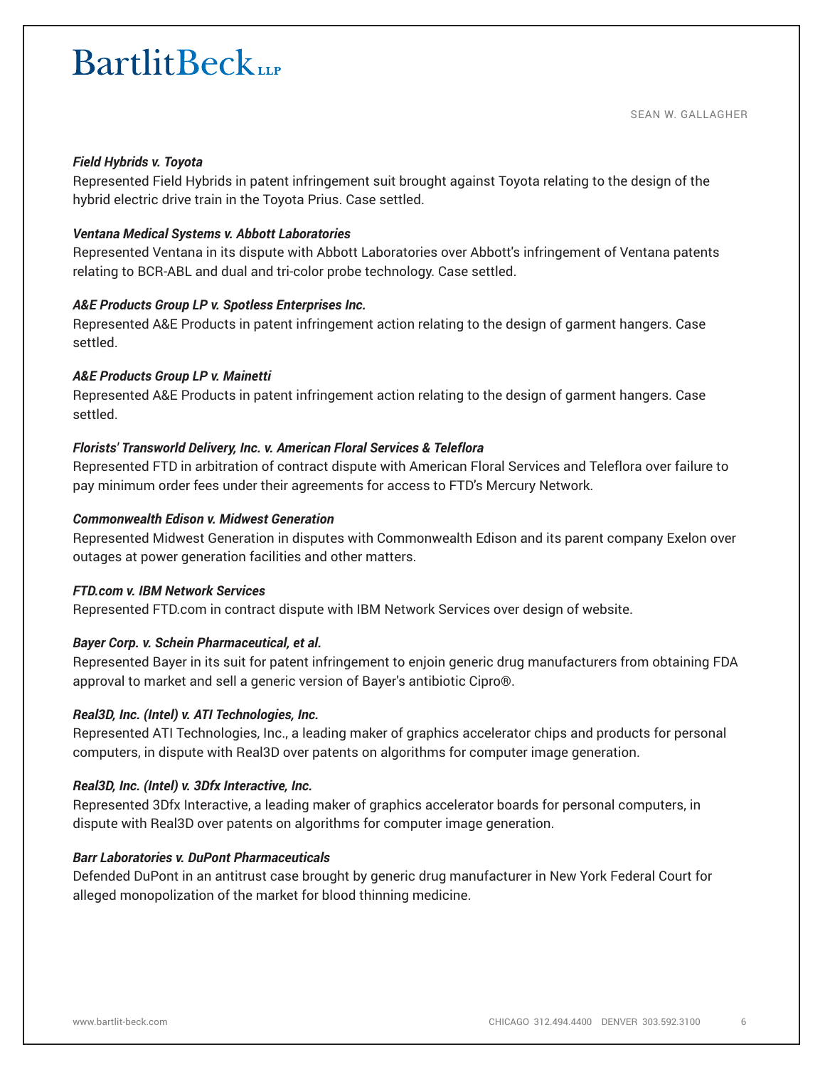***Field Hybrids v. Toyota***
Represented Field Hybrids in patent infringement suit brought against Toyota relating to the design of the hybrid electric drive train in the Toyota Prius. Case settled.

***Ventana Medical Systems v. Abbott Laboratories***
Represented Ventana in its dispute with Abbott Laboratories over Abbott's infringement of Ventana patents relating to BCR-ABL and dual and tri-color probe technology. Case settled.

***A&E Products Group LP v. Spotless Enterprises Inc.***
Represented A&E Products in patent infringement action relating to the design of garment hangers. Case settled.

***A&E Products Group LP v. Mainetti***
Represented A&E Products in patent infringement action relating to the design of garment hangers. Case settled.

***Florists' Transworld Delivery, Inc. v. American Floral Services & Teleflora***
Represented FTD in arbitration of contract dispute with American Floral Services and Teleflora over failure to pay minimum order fees under their agreements for access to FTD's Mercury Network.

***Commonwealth Edison v. Midwest Generation***
Represented Midwest Generation in disputes with Commonwealth Edison and its parent company Exelon over outages at power generation facilities and other matters.

***FTD.com v. IBM Network Services***
Represented FTD.com in contract dispute with IBM Network Services over design of website.

***Bayer Corp. v. Schein Pharmaceutical, et al.***
Represented Bayer in its suit for patent infringement to enjoin generic drug manufacturers from obtaining FDA approval to market and sell a generic version of Bayer's antibiotic Cipro®.

***Real3D, Inc. (Intel) v. ATI Technologies, Inc.***
Represented ATI Technologies, Inc., a leading maker of graphics accelerator chips and products for personal computers, in dispute with Real3D over patents on algorithms for computer image generation.

***Real3D, Inc. (Intel) v. 3Dfx Interactive, Inc.***
Represented 3Dfx Interactive, a leading maker of graphics accelerator boards for personal computers, in dispute with Real3D over patents on algorithms for computer image generation.

***Barr Laboratories v. DuPont Pharmaceuticals***
Defended DuPont in an antitrust case brought by generic drug manufacturer in New York Federal Court for alleged monopolization of the market for blood thinning medicine.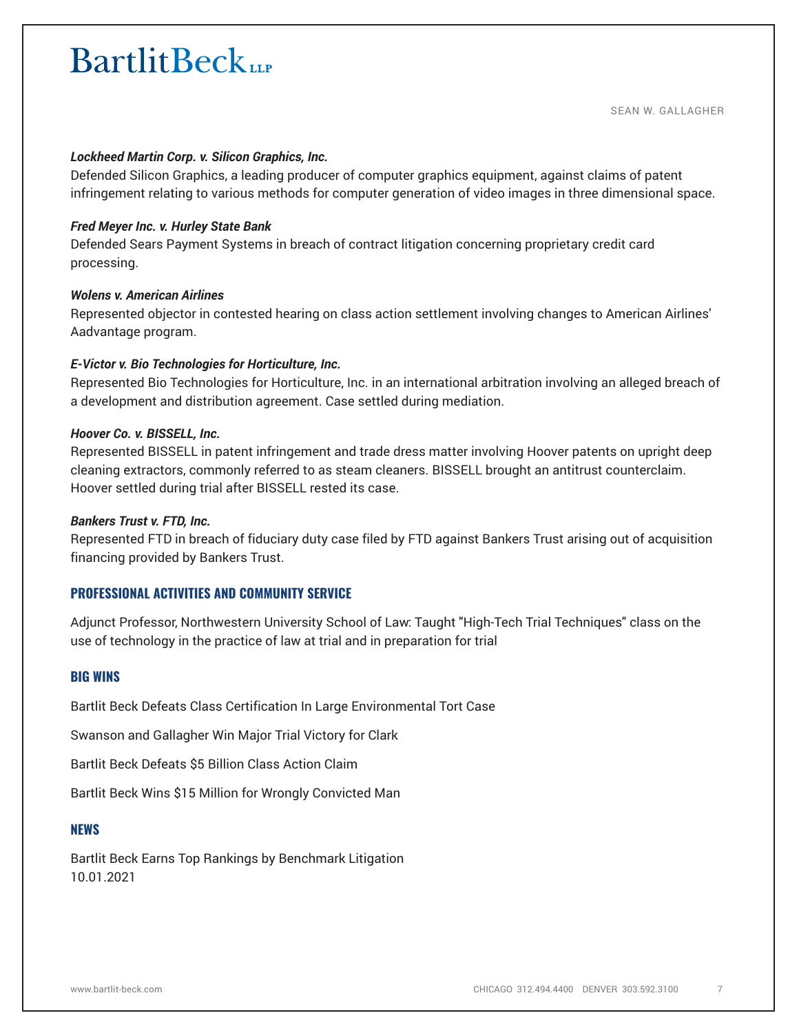***Lockheed Martin Corp. v. Silicon Graphics, Inc.***
Defended Silicon Graphics, a leading producer of computer graphics equipment, against claims of patent infringement relating to various methods for computer generation of video images in three dimensional space.

***Fred Meyer Inc. v. Hurley State Bank***
Defended Sears Payment Systems in breach of contract litigation concerning proprietary credit card processing.

***Wolens v. American Airlines***
Represented objector in contested hearing on class action settlement involving changes to American Airlines' Aadvantage program.

***E-Victor v. Bio Technologies for Horticulture, Inc.***
Represented Bio Technologies for Horticulture, Inc. in an international arbitration involving an alleged breach of a development and distribution agreement. Case settled during mediation.

***Hoover Co. v. BISSELL, Inc.***
Represented BISSELL in patent infringement and trade dress matter involving Hoover patents on upright deep cleaning extractors, commonly referred to as steam cleaners. BISSELL brought an antitrust counterclaim. Hoover settled during trial after BISSELL rested its case.

***Bankers Trust v. FTD, Inc.***
Represented FTD in breach of fiduciary duty case filed by FTD against Bankers Trust arising out of acquisition financing provided by Bankers Trust.

## PROFESSIONAL ACTIVITIES AND COMMUNITY SERVICE

Adjunct Professor, Northwestern University School of Law: Taught "High-Tech Trial Techniques" class on the use of technology in the practice of law at trial and in preparation for trial

## BIG WINS

Bartlit Beck Defeats Class Certification In Large Environmental Tort Case

Swanson and Gallagher Win Major Trial Victory for Clark

Bartlit Beck Defeats $5 Billion Class Action Claim

Bartlit Beck Wins $15 Million for Wrongly Convicted Man

## NEWS

Bartlit Beck Earns Top Rankings by Benchmark Litigation
10.01.2021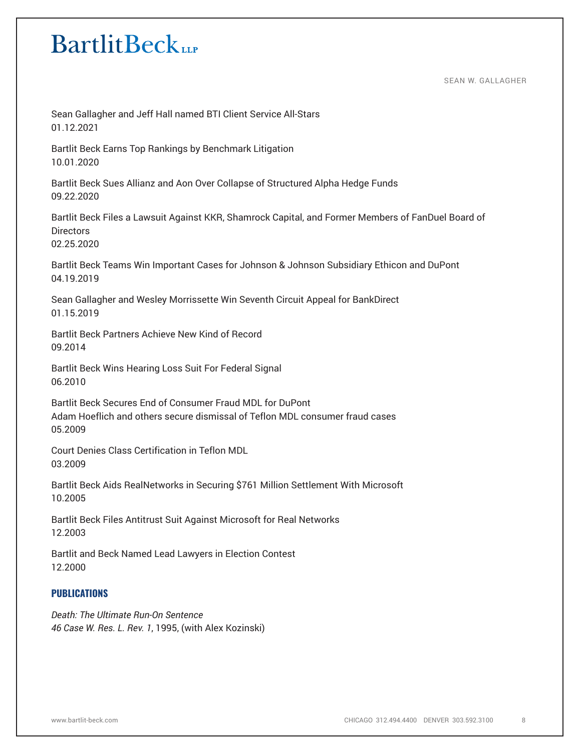Sean Gallagher and Jeff Hall named BTI Client Service All-Stars
01.12.2021

Bartlit Beck Earns Top Rankings by Benchmark Litigation
10.01.2020

Bartlit Beck Sues Allianz and Aon Over Collapse of Structured Alpha Hedge Funds
09.22.2020

Bartlit Beck Files a Lawsuit Against KKR, Shamrock Capital, and Former Members of FanDuel Board of Directors
02.25.2020

Bartlit Beck Teams Win Important Cases for Johnson & Johnson Subsidiary Ethicon and DuPont
04.19.2019

Sean Gallagher and Wesley Morrissette Win Seventh Circuit Appeal for BankDirect
01.15.2019

Bartlit Beck Partners Achieve New Kind of Record
09.2014

Bartlit Beck Wins Hearing Loss Suit For Federal Signal
06.2010

Bartlit Beck Secures End of Consumer Fraud MDL for DuPont
Adam Hoeflich and others secure dismissal of Teflon MDL consumer fraud cases
05.2009

Court Denies Class Certification in Teflon MDL
03.2009

Bartlit Beck Aids RealNetworks in Securing $761 Million Settlement With Microsoft
10.2005

Bartlit Beck Files Antitrust Suit Against Microsoft for Real Networks
12.2003

Bartlit and Beck Named Lead Lawyers in Election Contest
12.2000

## PUBLICATIONS

*Death: The Ultimate Run-On Sentence*
*46 Case W. Res. L. Rev. 1*, 1995, (with Alex Kozinski)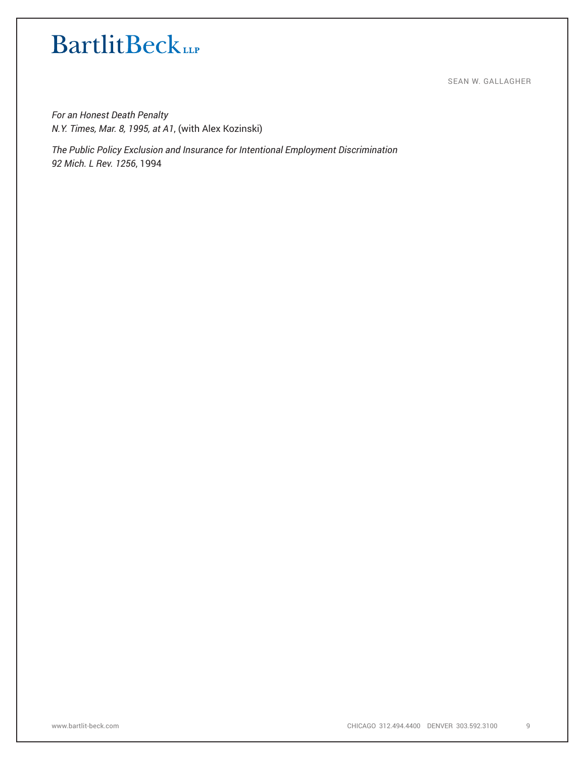*For an Honest Death Penalty*
*N.Y. Times, Mar. 8, 1995, at A1*, (with Alex Kozinski)

*The Public Policy Exclusion and Insurance for Intentional Employment Discrimination*
*92 Mich. L Rev. 1256*, 1994